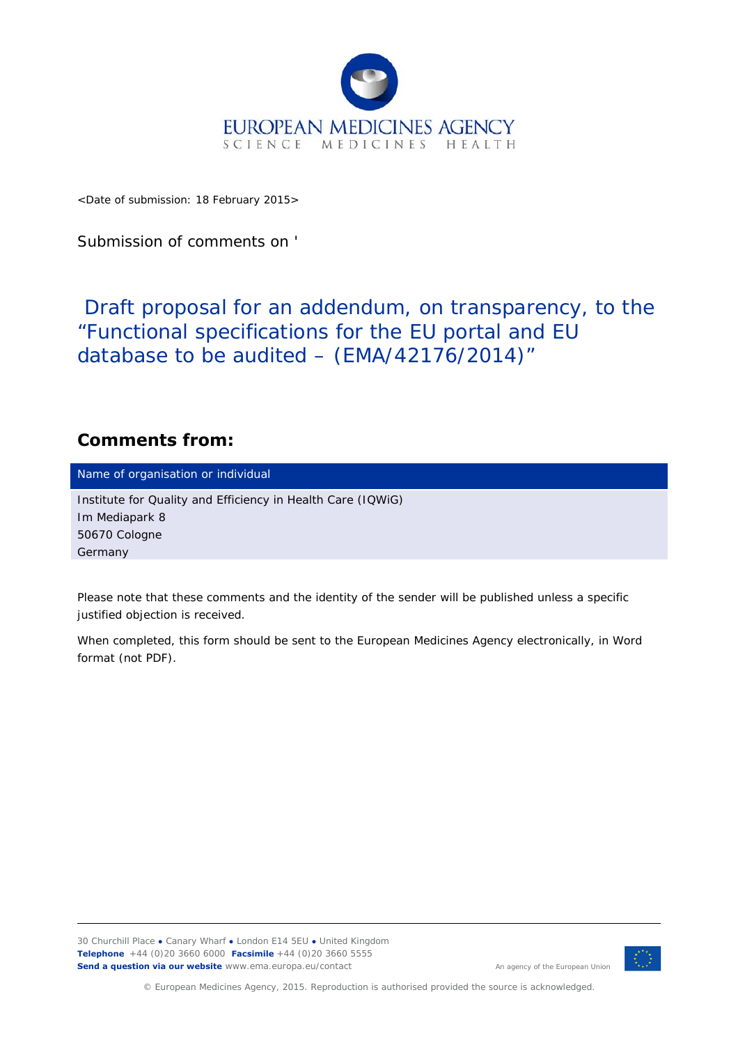EUROPEAN MEDICINES AGENCY
SCIENCE MEDICINES HEALTH

<Date of submission: 18 February 2015>

Submission of comments on '

# Draft proposal for an addendum, on transparency, to the “Functional specifications for the EU portal and EU database to be audited – (EMA/42176/2014)”

## Comments from:

| Name of organisation or individual |
| --- |
| Institute for Quality and Efficiency in Health Care (IQWiG)<br>Im Mediapark 8<br>50670 Cologne<br>Germany |

Please note that these comments and the identity of the sender will be published unless a specific justified objection is received.

When completed, this form should be sent to the European Medicines Agency electronically, in Word format (not PDF).

30 Churchill Place ● Canary Wharf ● London E14 5EU ● United Kingdom
**Telephone** +44 (0)20 3660 6000 **Facsimile** +44 (0)20 3660 5555
**Send a question via our website** www.ema.europa.eu/contact

An agency of the European Union

© European Medicines Agency, 2015. Reproduction is authorised provided the source is acknowledged.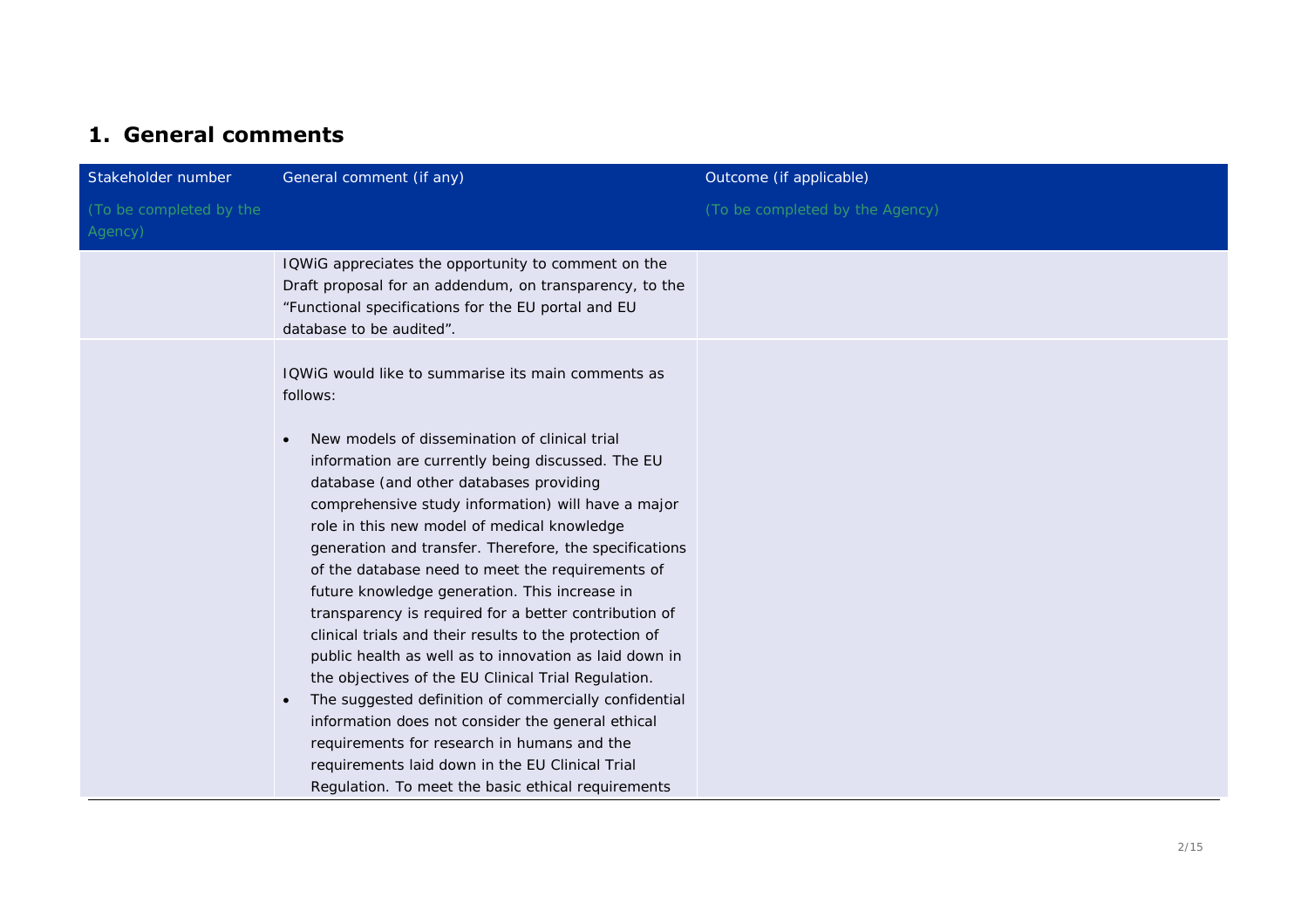## 1. General comments

| Stakeholder number (To be completed by the Agency) | General comment (if any) | Outcome (if applicable) (To be completed by the Agency) |
|---|---|---|
| | IQWiG appreciates the opportunity to comment on the Draft proposal for an addendum, on transparency, to the "Functional specifications for the EU portal and EU database to be audited". | |
| | IQWiG would like to summarise its main comments as follows:<br><br>• New models of dissemination of clinical trial information are currently being discussed. The EU database (and other databases providing comprehensive study information) will have a major role in this new model of medical knowledge generation and transfer. Therefore, the specifications of the database need to meet the requirements of future knowledge generation. This increase in transparency is required for a better contribution of clinical trials and their results to the protection of public health as well as to innovation as laid down in the objectives of the EU Clinical Trial Regulation.<br>• The suggested definition of commercially confidential information does not consider the general ethical requirements for research in humans and the requirements laid down in the EU Clinical Trial Regulation. To meet the basic ethical requirements | |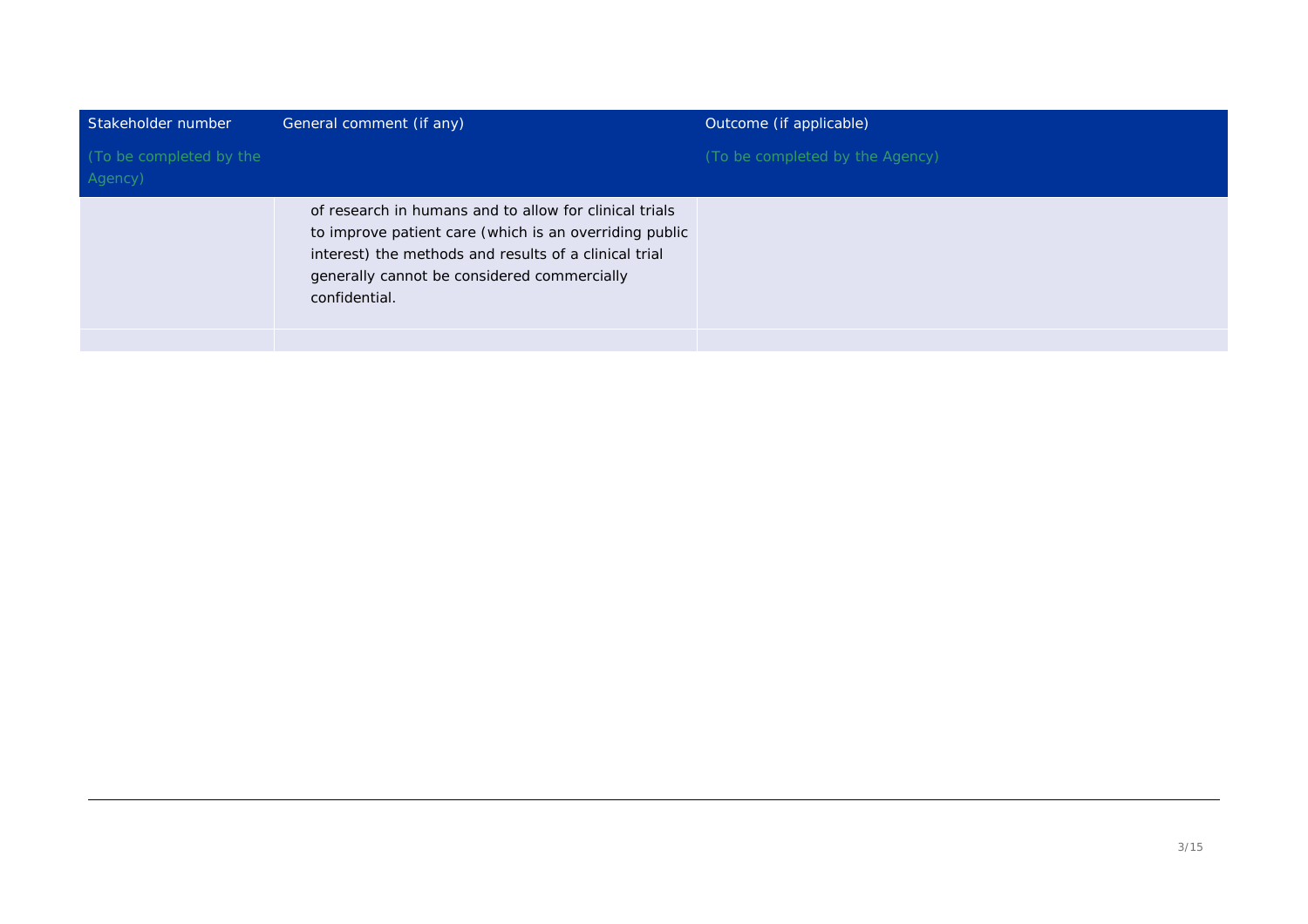| Stakeholder number (To be completed by the Agency) | General comment (if any) | Outcome (if applicable) (To be completed by the Agency) |
| --- | --- | --- |
| | of research in humans and to allow for clinical trials to improve patient care (which is an overriding public interest) the methods and results of a clinical trial generally cannot be considered commercially confidential. | |
| | | |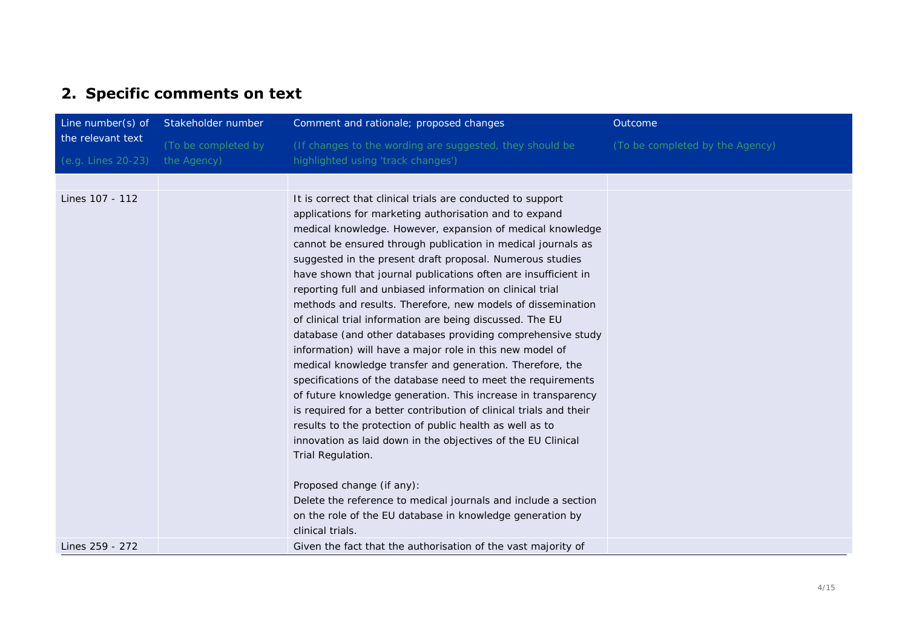## 2. Specific comments on text

| Line number(s) of the relevant text (e.g. Lines 20-23) | Stakeholder number (To be completed by the Agency) | Comment and rationale; proposed changes (If changes to the wording are suggested, they should be highlighted using 'track changes') | Outcome (To be completed by the Agency) |
|---|---|---|---|
| | | | |
| Lines 107 - 112 | | It is correct that clinical trials are conducted to support applications for marketing authorisation and to expand medical knowledge. However, expansion of medical knowledge cannot be ensured through publication in medical journals as suggested in the present draft proposal. Numerous studies have shown that journal publications often are insufficient in reporting full and unbiased information on clinical trial methods and results. Therefore, new models of dissemination of clinical trial information are being discussed. The EU database (and other databases providing comprehensive study information) will have a major role in this new model of medical knowledge transfer and generation. Therefore, the specifications of the database need to meet the requirements of future knowledge generation. This increase in transparency is required for a better contribution of clinical trials and their results to the protection of public health as well as to innovation as laid down in the objectives of the EU Clinical Trial Regulation.<br><br>Proposed change (if any):<br>Delete the reference to medical journals and include a section on the role of the EU database in knowledge generation by clinical trials. | |
| Lines 259 - 272 | | Given the fact that the authorisation of the vast majority of | |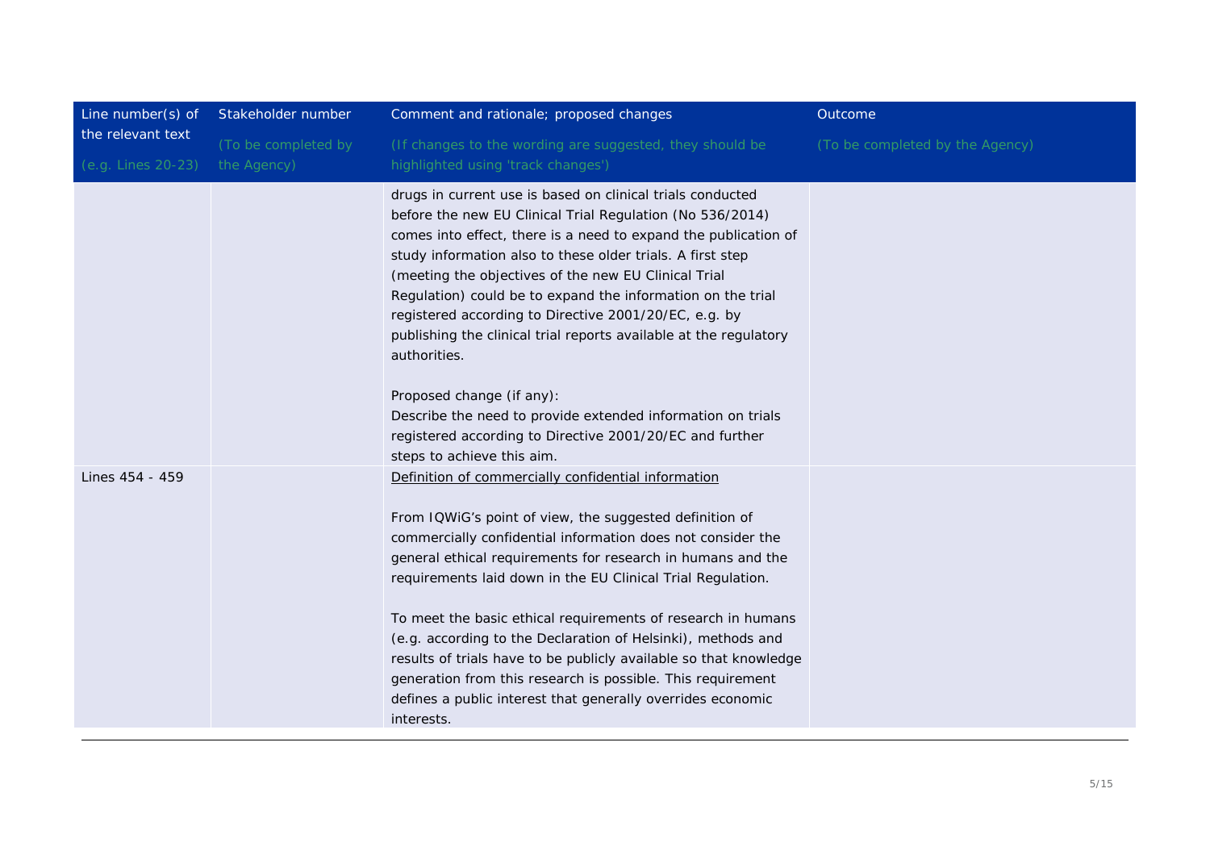| Line number(s) of the relevant text (e.g. Lines 20-23) | Stakeholder number (To be completed by the Agency) | Comment and rationale; proposed changes (If changes to the wording are suggested, they should be highlighted using 'track changes') | Outcome (To be completed by the Agency) |
| --- | --- | --- | --- |
| | | drugs in current use is based on clinical trials conducted before the new EU Clinical Trial Regulation (No 536/2014) comes into effect, there is a need to expand the publication of study information also to these older trials. A first step (meeting the objectives of the new EU Clinical Trial Regulation) could be to expand the information on the trial registered according to Directive 2001/20/EC, e.g. by publishing the clinical trial reports available at the regulatory authorities.<br><br>Proposed change (if any):<br>Describe the need to provide extended information on trials registered according to Directive 2001/20/EC and further steps to achieve this aim. | |
| Lines 454 - 459 | | <u>Definition of commercially confidential information</u><br><br>From IQWiG's point of view, the suggested definition of commercially confidential information does not consider the general ethical requirements for research in humans and the requirements laid down in the EU Clinical Trial Regulation.<br><br>To meet the basic ethical requirements of research in humans (e.g. according to the Declaration of Helsinki), methods and results of trials have to be publicly available so that knowledge generation from this research is possible. This requirement defines a public interest that generally overrides economic interests. | |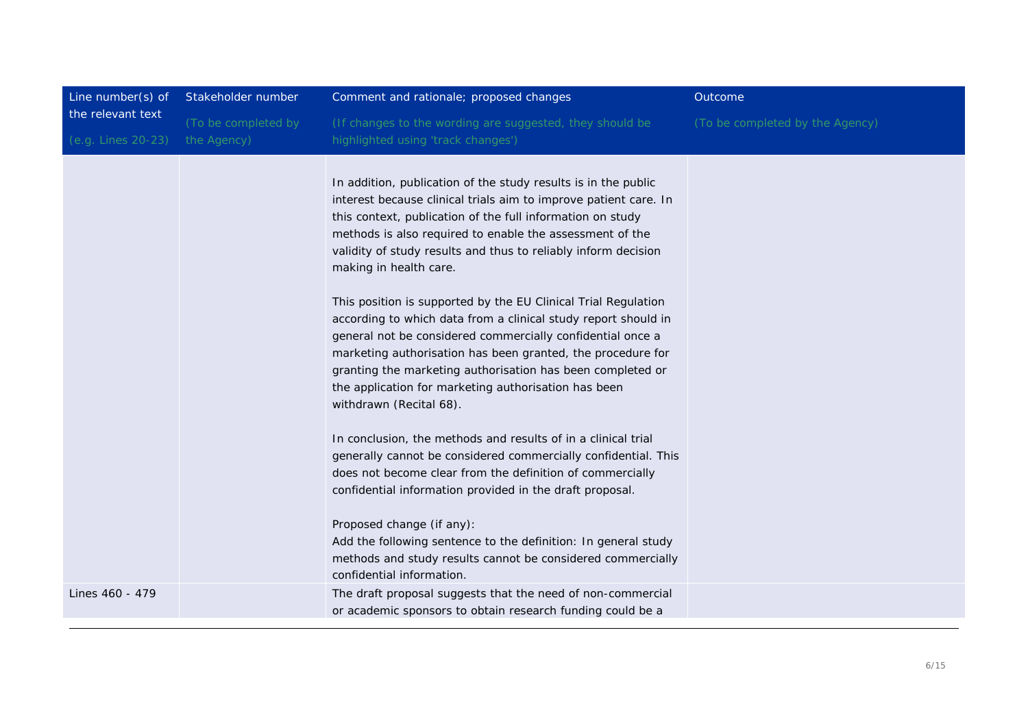| Line number(s) of the relevant text (e.g. Lines 20-23) | Stakeholder number (To be completed by the Agency) | Comment and rationale; proposed changes (If changes to the wording are suggested, they should be highlighted using 'track changes') | Outcome (To be completed by the Agency) |
|---|---|---|---|
| | | In addition, publication of the study results is in the public interest because clinical trials aim to improve patient care. In this context, publication of the full information on study methods is also required to enable the assessment of the validity of study results and thus to reliably inform decision making in health care.<br><br>This position is supported by the EU Clinical Trial Regulation according to which data from a clinical study report should in general not be considered commercially confidential once a marketing authorisation has been granted, the procedure for granting the marketing authorisation has been completed or the application for marketing authorisation has been withdrawn (Recital 68).<br><br>In conclusion, the methods and results of in a clinical trial generally cannot be considered commercially confidential. This does not become clear from the definition of commercially confidential information provided in the draft proposal.<br><br>Proposed change (if any):<br>Add the following sentence to the definition: In general study methods and study results cannot be considered commercially confidential information. | |
| Lines 460 - 479 | | The draft proposal suggests that the need of non-commercial or academic sponsors to obtain research funding could be a | |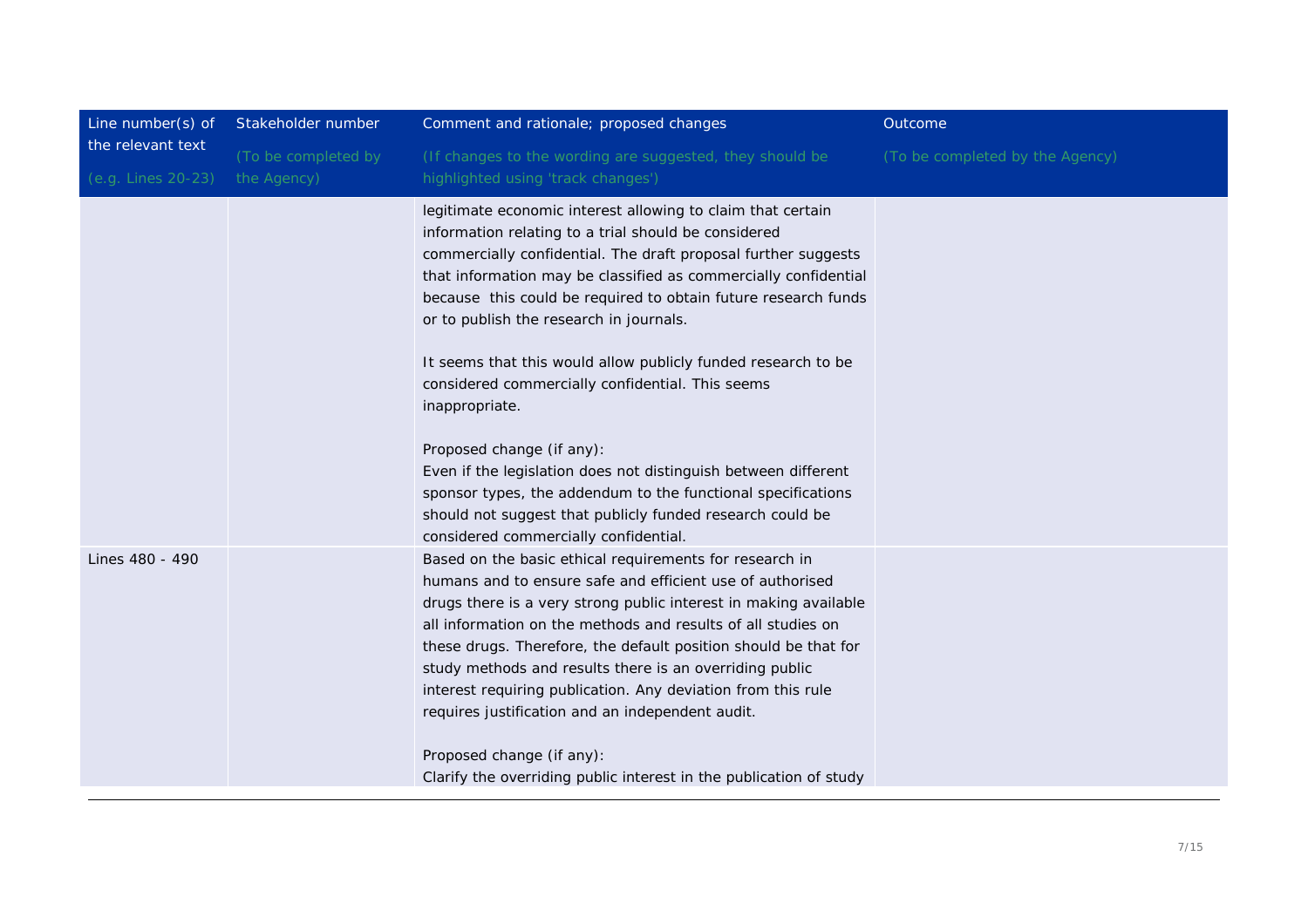| Line number(s) of the relevant text (e.g. Lines 20-23) | Stakeholder number (To be completed by the Agency) | Comment and rationale; proposed changes (If changes to the wording are suggested, they should be highlighted using 'track changes') | Outcome (To be completed by the Agency) |
|---|---|---|---|
| | | legitimate economic interest allowing to claim that certain information relating to a trial should be considered commercially confidential. The draft proposal further suggests that information may be classified as commercially confidential because this could be required to obtain future research funds or to publish the research in journals.<br><br>It seems that this would allow publicly funded research to be considered commercially confidential. This seems inappropriate.<br><br>Proposed change (if any):<br>Even if the legislation does not distinguish between different sponsor types, the addendum to the functional specifications should not suggest that publicly funded research could be considered commercially confidential. | |
| Lines 480 - 490 | | Based on the basic ethical requirements for research in humans and to ensure safe and efficient use of authorised drugs there is a very strong public interest in making available all information on the methods and results of all studies on these drugs. Therefore, the default position should be that for study methods and results there is an overriding public interest requiring publication. Any deviation from this rule requires justification and an independent audit.<br><br>Proposed change (if any):<br>Clarify the overriding public interest in the publication of study | |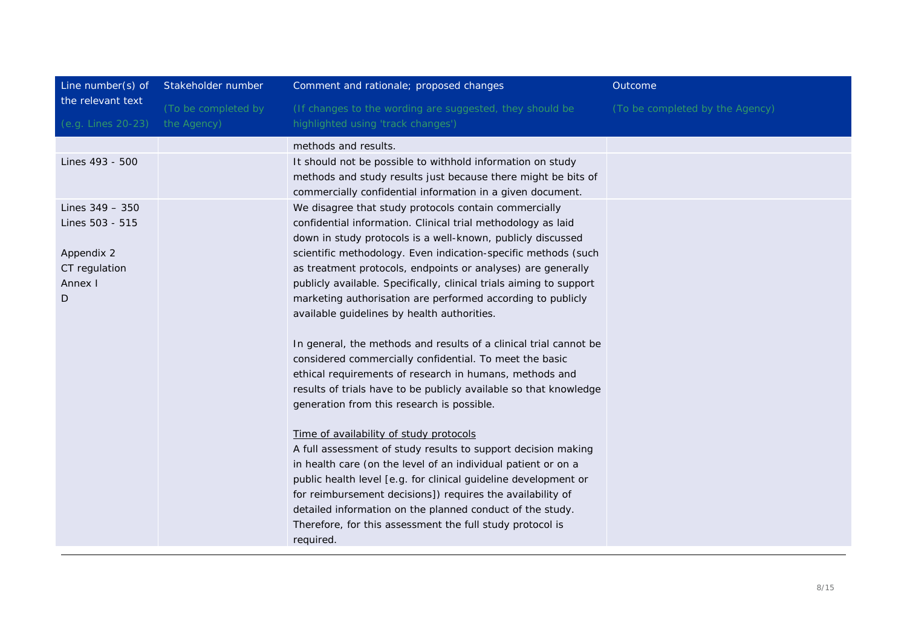| Line number(s) of the relevant text (e.g. Lines 20-23) | Stakeholder number (To be completed by the Agency) | Comment and rationale; proposed changes (If changes to the wording are suggested, they should be highlighted using 'track changes') | Outcome (To be completed by the Agency) |
|---|---|---|---|
| | | methods and results. | |
| Lines 493 - 500 | | It should not be possible to withhold information on study methods and study results just because there might be bits of commercially confidential information in a given document. | |
| Lines 349 – 350<br>Lines 503 - 515<br><br>Appendix 2<br>CT regulation<br>Annex I<br>D | | We disagree that study protocols contain commercially confidential information. Clinical trial methodology as laid down in study protocols is a well-known, publicly discussed scientific methodology. Even indication-specific methods (such as treatment protocols, endpoints or analyses) are generally publicly available. Specifically, clinical trials aiming to support marketing authorisation are performed according to publicly available guidelines by health authorities.<br><br>In general, the methods and results of a clinical trial cannot be considered commercially confidential. To meet the basic ethical requirements of research in humans, methods and results of trials have to be publicly available so that knowledge generation from this research is possible.<br><br><u>Time of availability of study protocols</u><br>A full assessment of study results to support decision making in health care (on the level of an individual patient or on a public health level [e.g. for clinical guideline development or for reimbursement decisions]) requires the availability of detailed information on the planned conduct of the study. Therefore, for this assessment the full study protocol is required. | |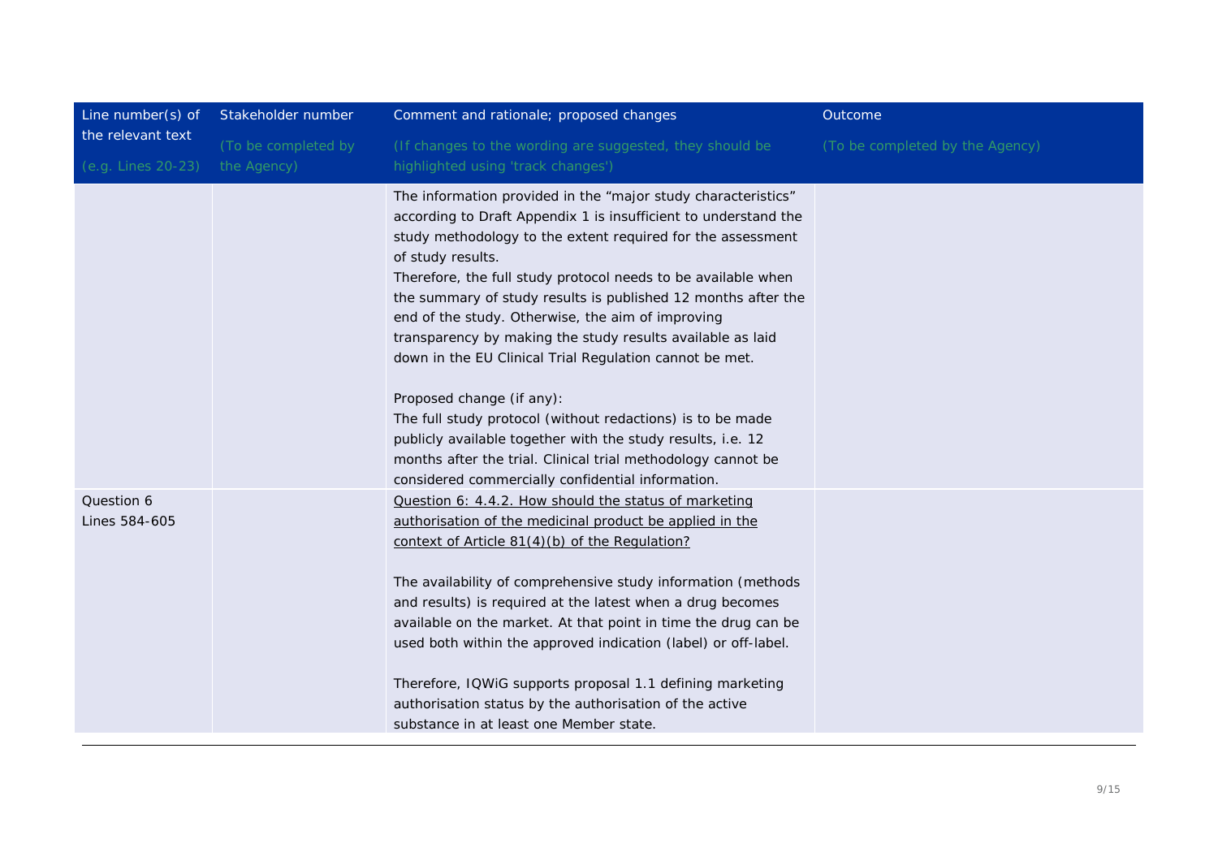| Line number(s) of the relevant text (e.g. Lines 20-23) | Stakeholder number (To be completed by the Agency) | Comment and rationale; proposed changes (If changes to the wording are suggested, they should be highlighted using 'track changes') | Outcome (To be completed by the Agency) |
|---|---|---|---|
| | | The information provided in the “major study characteristics” according to Draft Appendix 1 is insufficient to understand the study methodology to the extent required for the assessment of study results.<br>Therefore, the full study protocol needs to be available when the summary of study results is published 12 months after the end of the study. Otherwise, the aim of improving transparency by making the study results available as laid down in the EU Clinical Trial Regulation cannot be met.<br><br>Proposed change (if any):<br>The full study protocol (without redactions) is to be made publicly available together with the study results, i.e. 12 months after the trial. Clinical trial methodology cannot be considered commercially confidential information. | |
| Question 6<br>Lines 584-605 | | Question 6: 4.4.2. How should the status of marketing authorisation of the medicinal product be applied in the context of Article 81(4)(b) of the Regulation?<br><br>The availability of comprehensive study information (methods and results) is required at the latest when a drug becomes available on the market. At that point in time the drug can be used both within the approved indication (label) or off-label.<br><br>Therefore, IQWiG supports proposal 1.1 defining marketing authorisation status by the authorisation of the active substance in at least one Member state. | |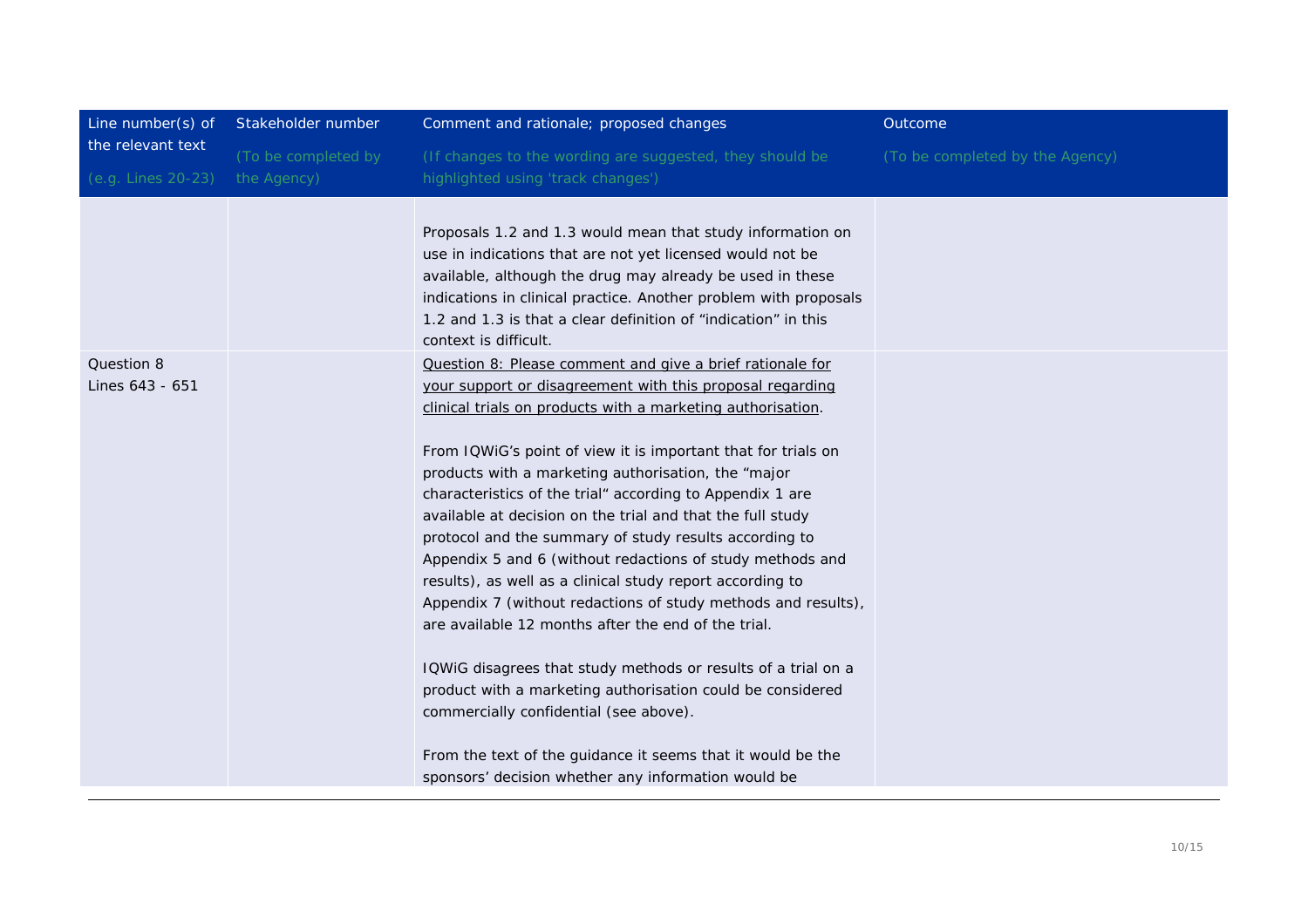| Line number(s) of the relevant text<br>(e.g. Lines 20-23) | Stakeholder number<br>(To be completed by the Agency) | Comment and rationale; proposed changes<br>(If changes to the wording are suggested, they should be highlighted using 'track changes') | Outcome<br>(To be completed by the Agency) |
|---|---|---|---|
| | | Proposals 1.2 and 1.3 would mean that study information on use in indications that are not yet licensed would not be available, although the drug may already be used in these indications in clinical practice. Another problem with proposals 1.2 and 1.3 is that a clear definition of "indication" in this context is difficult. | |
| Question 8<br>Lines 643 - 651 | | <u>Question 8: Please comment and give a brief rationale for your support or disagreement with this proposal regarding clinical trials on products with a marketing authorisation</u>.<br><br>From IQWiG's point of view it is important that for trials on products with a marketing authorisation, the "major characteristics of the trial" according to Appendix 1 are available at decision on the trial and that the full study protocol and the summary of study results according to Appendix 5 and 6 (without redactions of study methods and results), as well as a clinical study report according to Appendix 7 (without redactions of study methods and results), are available 12 months after the end of the trial.<br><br>IQWiG disagrees that study methods or results of a trial on a product with a marketing authorisation could be considered commercially confidential (see above).<br><br>From the text of the guidance it seems that it would be the sponsors' decision whether any information would be | |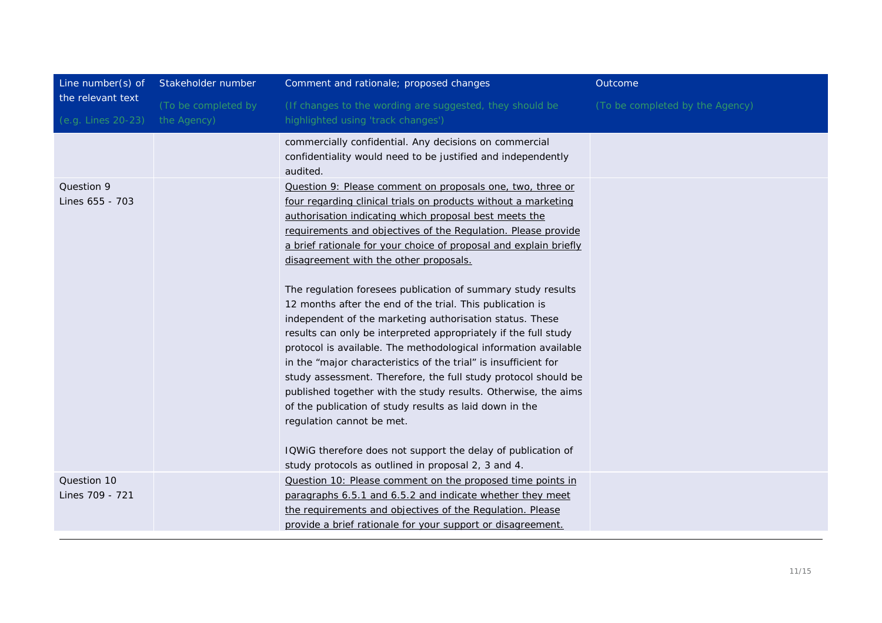| Line number(s) of the relevant text (e.g. Lines 20-23) | Stakeholder number (To be completed by the Agency) | Comment and rationale; proposed changes (If changes to the wording are suggested, they should be highlighted using 'track changes') | Outcome (To be completed by the Agency) |
|---|---|---|---|
| | | commercially confidential. Any decisions on commercial confidentiality would need to be justified and independently audited. | |
| Question 9<br>Lines 655 - 703 | | Question 9: Please comment on proposals one, two, three or four regarding clinical trials on products without a marketing authorisation indicating which proposal best meets the requirements and objectives of the Regulation. Please provide a brief rationale for your choice of proposal and explain briefly disagreement with the other proposals.<br><br>The regulation foresees publication of summary study results 12 months after the end of the trial. This publication is independent of the marketing authorisation status. These results can only be interpreted appropriately if the full study protocol is available. The methodological information available in the "major characteristics of the trial" is insufficient for study assessment. Therefore, the full study protocol should be published together with the study results. Otherwise, the aims of the publication of study results as laid down in the regulation cannot be met.<br><br>IQWiG therefore does not support the delay of publication of study protocols as outlined in proposal 2, 3 and 4. | |
| Question 10<br>Lines 709 - 721 | | Question 10: Please comment on the proposed time points in paragraphs 6.5.1 and 6.5.2 and indicate whether they meet the requirements and objectives of the Regulation. Please provide a brief rationale for your support or disagreement. | |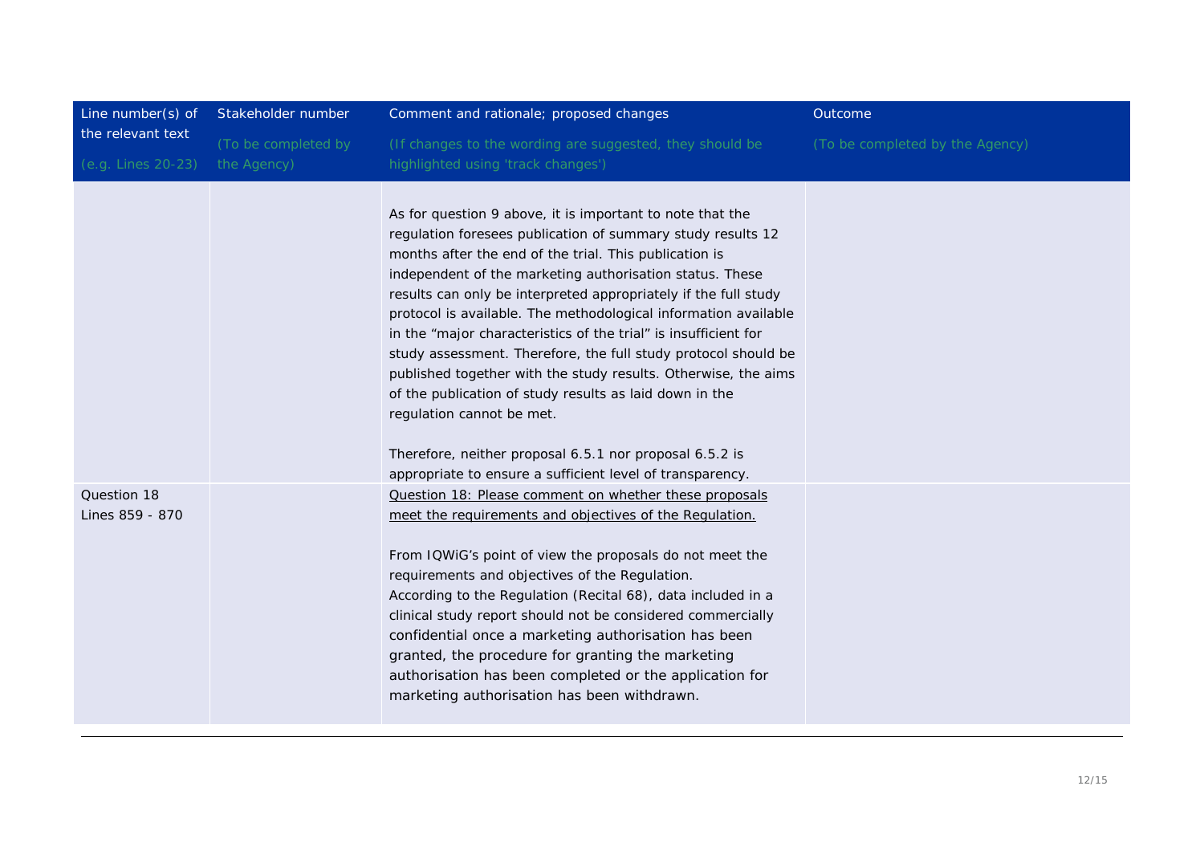| Line number(s) of the relevant text<br>(e.g. Lines 20-23) | Stakeholder number<br>(To be completed by the Agency) | Comment and rationale; proposed changes<br>(If changes to the wording are suggested, they should be highlighted using 'track changes') | Outcome<br>(To be completed by the Agency) |
|---|---|---|---|
| | | As for question 9 above, it is important to note that the regulation foresees publication of summary study results 12 months after the end of the trial. This publication is independent of the marketing authorisation status. These results can only be interpreted appropriately if the full study protocol is available. The methodological information available in the "major characteristics of the trial" is insufficient for study assessment. Therefore, the full study protocol should be published together with the study results. Otherwise, the aims of the publication of study results as laid down in the regulation cannot be met.<br><br>Therefore, neither proposal 6.5.1 nor proposal 6.5.2 is appropriate to ensure a sufficient level of transparency. | |
| Question 18<br>Lines 859 - 870 | | Question 18: Please comment on whether these proposals meet the requirements and objectives of the Regulation.<br><br>From IQWiG's point of view the proposals do not meet the requirements and objectives of the Regulation.<br>According to the Regulation (Recital 68), data included in a clinical study report should not be considered commercially confidential once a marketing authorisation has been granted, the procedure for granting the marketing authorisation has been completed or the application for marketing authorisation has been withdrawn. | |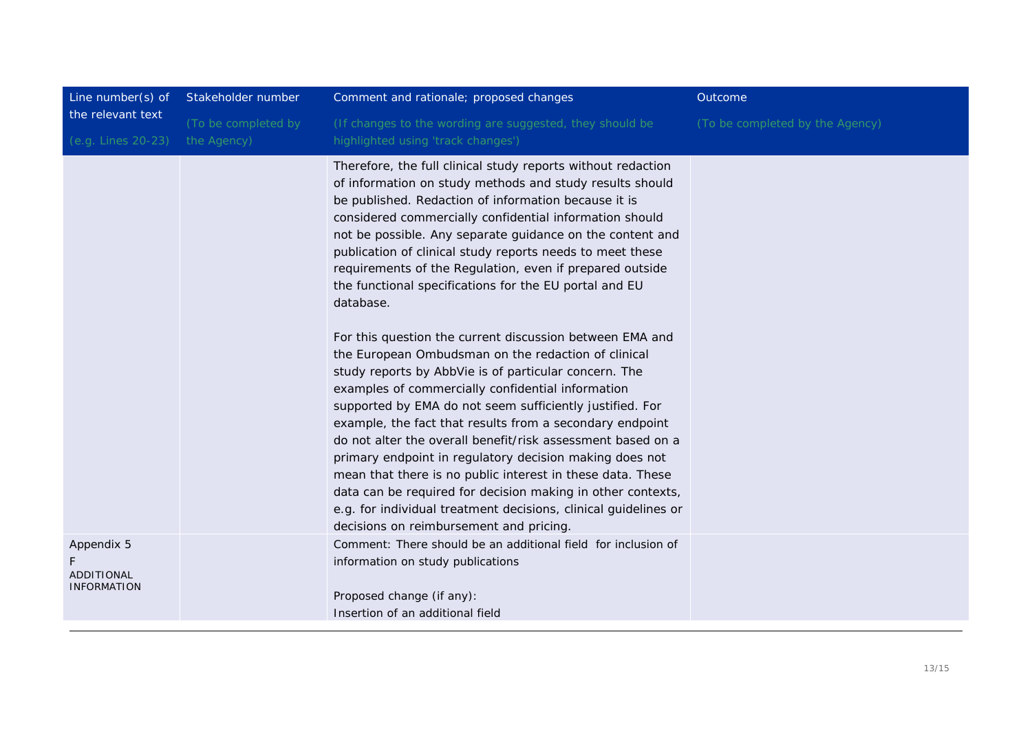| Line number(s) of the relevant text (e.g. Lines 20-23) | Stakeholder number (To be completed by the Agency) | Comment and rationale; proposed changes (If changes to the wording are suggested, they should be highlighted using 'track changes') | Outcome (To be completed by the Agency) |
|---|---|---|---|
| | | Therefore, the full clinical study reports without redaction of information on study methods and study results should be published. Redaction of information because it is considered commercially confidential information should not be possible. Any separate guidance on the content and publication of clinical study reports needs to meet these requirements of the Regulation, even if prepared outside the functional specifications for the EU portal and EU database.<br><br>For this question the current discussion between EMA and the European Ombudsman on the redaction of clinical study reports by AbbVie is of particular concern. The examples of commercially confidential information supported by EMA do not seem sufficiently justified. For example, the fact that results from a secondary endpoint do not alter the overall benefit/risk assessment based on a primary endpoint in regulatory decision making does not mean that there is no public interest in these data. These data can be required for decision making in other contexts, e.g. for individual treatment decisions, clinical guidelines or decisions on reimbursement and pricing. | |
| Appendix 5<br>F<br>ADDITIONAL INFORMATION | | Comment: There should be an additional field for inclusion of information on study publications<br><br>Proposed change (if any):<br>Insertion of an additional field | |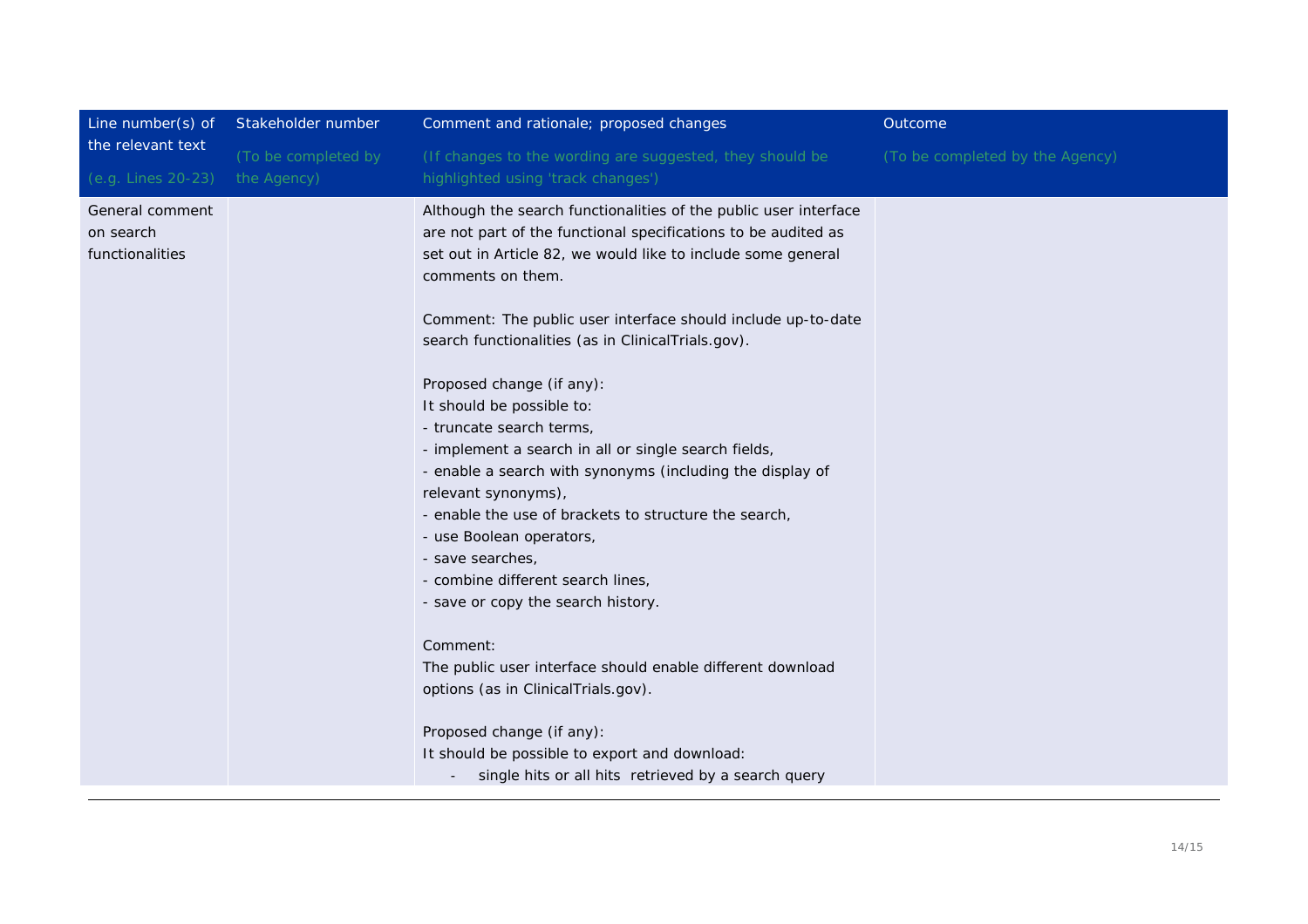| Line number(s) of the relevant text (e.g. Lines 20-23) | Stakeholder number (To be completed by the Agency) | Comment and rationale; proposed changes (If changes to the wording are suggested, they should be highlighted using 'track changes') | Outcome (To be completed by the Agency) |
|---|---|---|---|
| General comment on search functionalities | | Although the search functionalities of the public user interface are not part of the functional specifications to be audited as set out in Article 82, we would like to include some general comments on them.<br><br>Comment: The public user interface should include up-to-date search functionalities (as in ClinicalTrials.gov).<br><br>Proposed change (if any):<br>It should be possible to:<br>- truncate search terms,<br>- implement a search in all or single search fields,<br>- enable a search with synonyms (including the display of relevant synonyms),<br>- enable the use of brackets to structure the search,<br>- use Boolean operators,<br>- save searches,<br>- combine different search lines,<br>- save or copy the search history.<br><br>Comment:<br>The public user interface should enable different download options (as in ClinicalTrials.gov).<br><br>Proposed change (if any):<br>It should be possible to export and download:<br>- single hits or all hits retrieved by a search query | |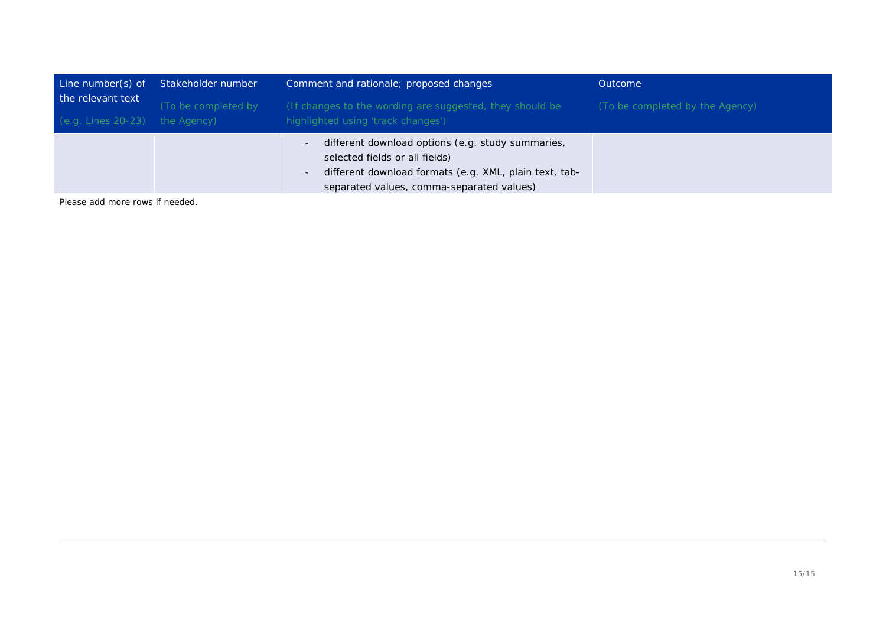| Line number(s) of the relevant text (e.g. Lines 20-23) | Stakeholder number (To be completed by the Agency) | Comment and rationale; proposed changes (If changes to the wording are suggested, they should be highlighted using 'track changes') | Outcome (To be completed by the Agency) |
|---|---|---|---|
| | | - different download options (e.g. study summaries, selected fields or all fields)<br>- different download formats (e.g. XML, plain text, tab-separated values, comma-separated values) | |

Please add more rows if needed.